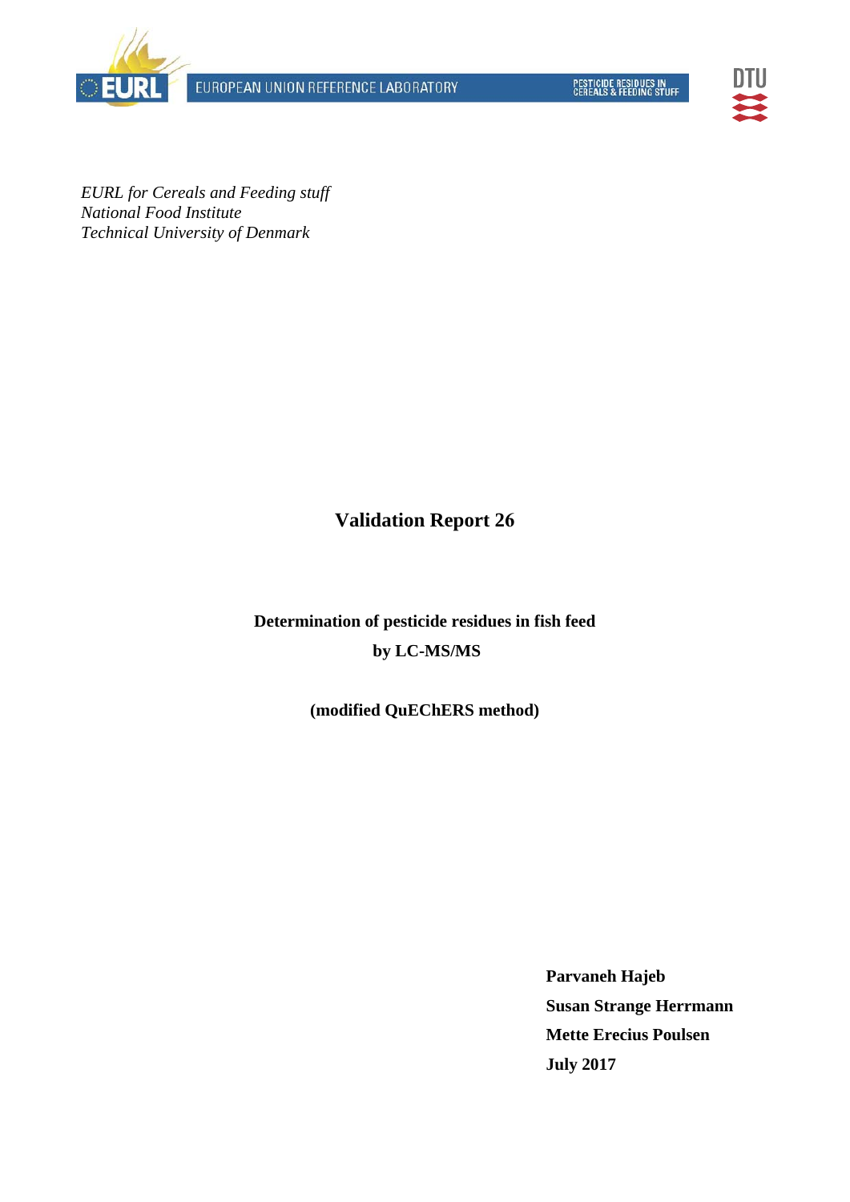*EURL for Cereals and Feeding stuff*
*National Food Institute*
*Technical University of Denmark*

# Validation Report 26

## Determination of pesticide residues in fish feed by LC-MS/MS

**(modified QuEChERS method)**

**Parvaneh Hajeb**
**Susan Strange Herrmann**
**Mette Erecius Poulsen**
**July 2017**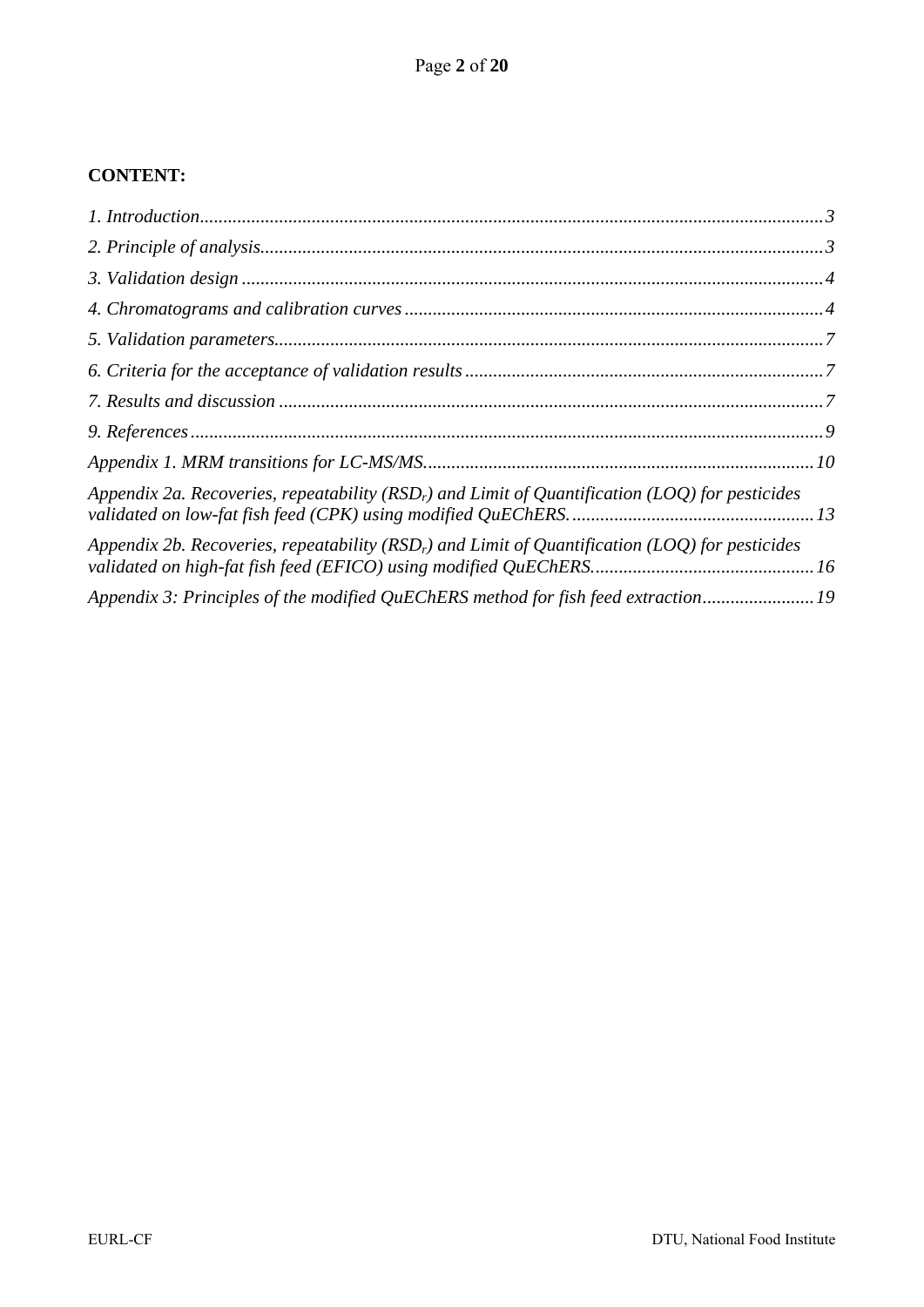**CONTENT:**

*1. Introduction......................................................................................................................3*

*2. Principle of analysis.........................................................................................................3*

*3. Validation design ............................................................................................................4*

*4. Chromatograms and calibration curves ..........................................................................4*

*5. Validation parameters......................................................................................................7*

*6. Criteria for the acceptance of validation results .............................................................7*

*7. Results and discussion ....................................................................................................7*

*9. References.......................................................................................................................9*

*Appendix 1. MRM transitions for LC-MS/MS...................................................................10*

*Appendix 2a. Recoveries, repeatability ($RSD_r$) and Limit of Quantification (LOQ) for pesticides validated on low-fat fish feed (CPK) using modified QuEChERS....................................................13*

*Appendix 2b. Recoveries, repeatability ($RSD_r$) and Limit of Quantification (LOQ) for pesticides validated on high-fat fish feed (EFICO) using modified QuEChERS................................................16*

*Appendix 3: Principles of the modified QuEChERS method for fish feed extraction........................19*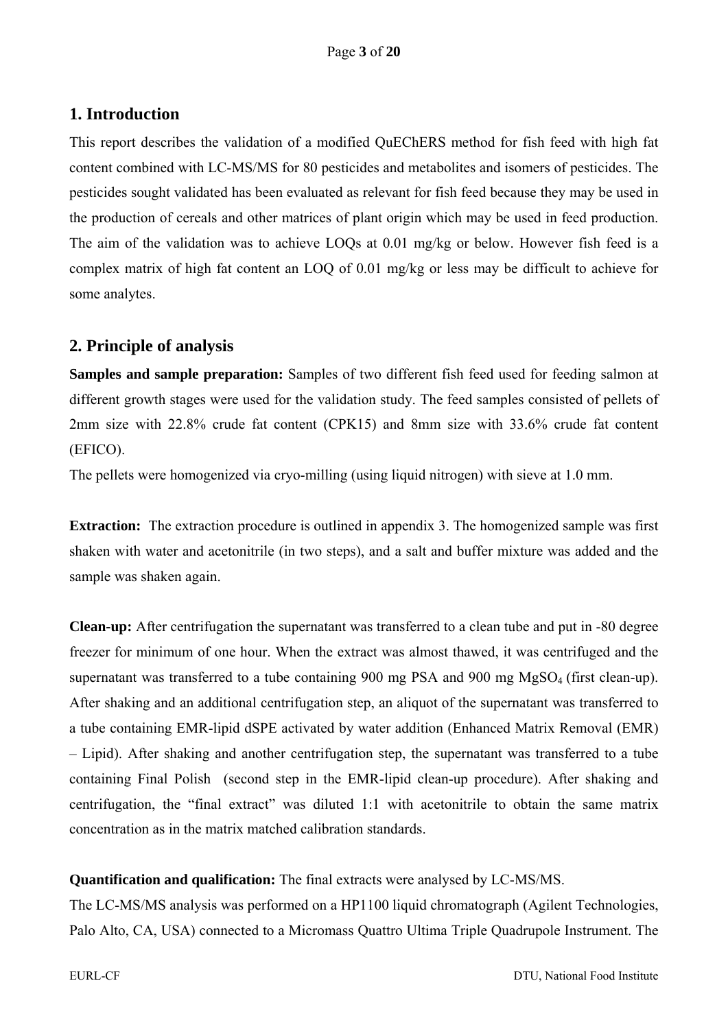## 1. Introduction

This report describes the validation of a modified QuEChERS method for fish feed with high fat content combined with LC-MS/MS for 80 pesticides and metabolites and isomers of pesticides. The pesticides sought validated has been evaluated as relevant for fish feed because they may be used in the production of cereals and other matrices of plant origin which may be used in feed production. The aim of the validation was to achieve LOQs at 0.01 mg/kg or below. However fish feed is a complex matrix of high fat content an LOQ of 0.01 mg/kg or less may be difficult to achieve for some analytes.

## 2. Principle of analysis

**Samples and sample preparation:** Samples of two different fish feed used for feeding salmon at different growth stages were used for the validation study. The feed samples consisted of pellets of 2mm size with 22.8% crude fat content (CPK15) and 8mm size with 33.6% crude fat content (EFICO).

The pellets were homogenized via cryo-milling (using liquid nitrogen) with sieve at 1.0 mm.

**Extraction:** The extraction procedure is outlined in appendix 3. The homogenized sample was first shaken with water and acetonitrile (in two steps), and a salt and buffer mixture was added and the sample was shaken again.

**Clean-up:** After centrifugation the supernatant was transferred to a clean tube and put in -80 degree freezer for minimum of one hour. When the extract was almost thawed, it was centrifuged and the supernatant was transferred to a tube containing 900 mg PSA and 900 mg $MgSO_4$ (first clean-up). After shaking and an additional centrifugation step, an aliquot of the supernatant was transferred to a tube containing EMR-lipid dSPE activated by water addition (Enhanced Matrix Removal (EMR) – Lipid). After shaking and another centrifugation step, the supernatant was transferred to a tube containing Final Polish (second step in the EMR-lipid clean-up procedure). After shaking and centrifugation, the "final extract" was diluted 1:1 with acetonitrile to obtain the same matrix concentration as in the matrix matched calibration standards.

**Quantification and qualification:** The final extracts were analysed by LC-MS/MS.

The LC-MS/MS analysis was performed on a HP1100 liquid chromatograph (Agilent Technologies, Palo Alto, CA, USA) connected to a Micromass Quattro Ultima Triple Quadrupole Instrument. The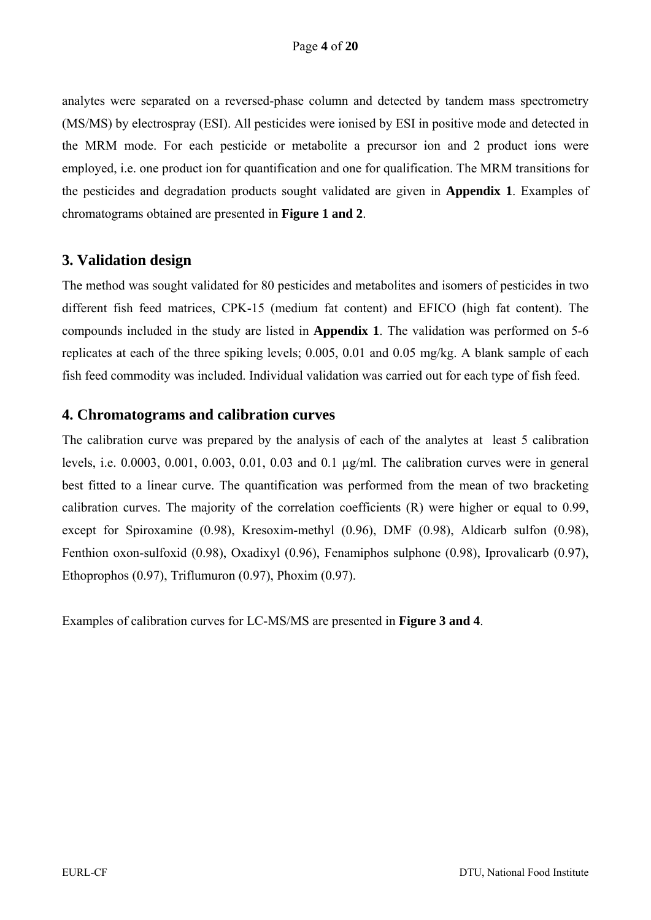analytes were separated on a reversed-phase column and detected by tandem mass spectrometry (MS/MS) by electrospray (ESI). All pesticides were ionised by ESI in positive mode and detected in the MRM mode. For each pesticide or metabolite a precursor ion and 2 product ions were employed, i.e. one product ion for quantification and one for qualification. The MRM transitions for the pesticides and degradation products sought validated are given in **Appendix 1**. Examples of chromatograms obtained are presented in **Figure 1 and 2**.

## 3. Validation design

The method was sought validated for 80 pesticides and metabolites and isomers of pesticides in two different fish feed matrices, CPK-15 (medium fat content) and EFICO (high fat content). The compounds included in the study are listed in **Appendix 1**. The validation was performed on 5-6 replicates at each of the three spiking levels; 0.005, 0.01 and 0.05 mg/kg. A blank sample of each fish feed commodity was included. Individual validation was carried out for each type of fish feed.

## 4. Chromatograms and calibration curves

The calibration curve was prepared by the analysis of each of the analytes at least 5 calibration levels, i.e. 0.0003, 0.001, 0.003, 0.01, 0.03 and 0.1 µg/ml. The calibration curves were in general best fitted to a linear curve. The quantification was performed from the mean of two bracketing calibration curves. The majority of the correlation coefficients (R) were higher or equal to 0.99, except for Spiroxamine (0.98), Kresoxim-methyl (0.96), DMF (0.98), Aldicarb sulfon (0.98), Fenthion oxon-sulfoxid (0.98), Oxadixyl (0.96), Fenamiphos sulphone (0.98), Iprovalicarb (0.97), Ethoprophos (0.97), Triflumuron (0.97), Phoxim (0.97).

Examples of calibration curves for LC-MS/MS are presented in **Figure 3 and 4**.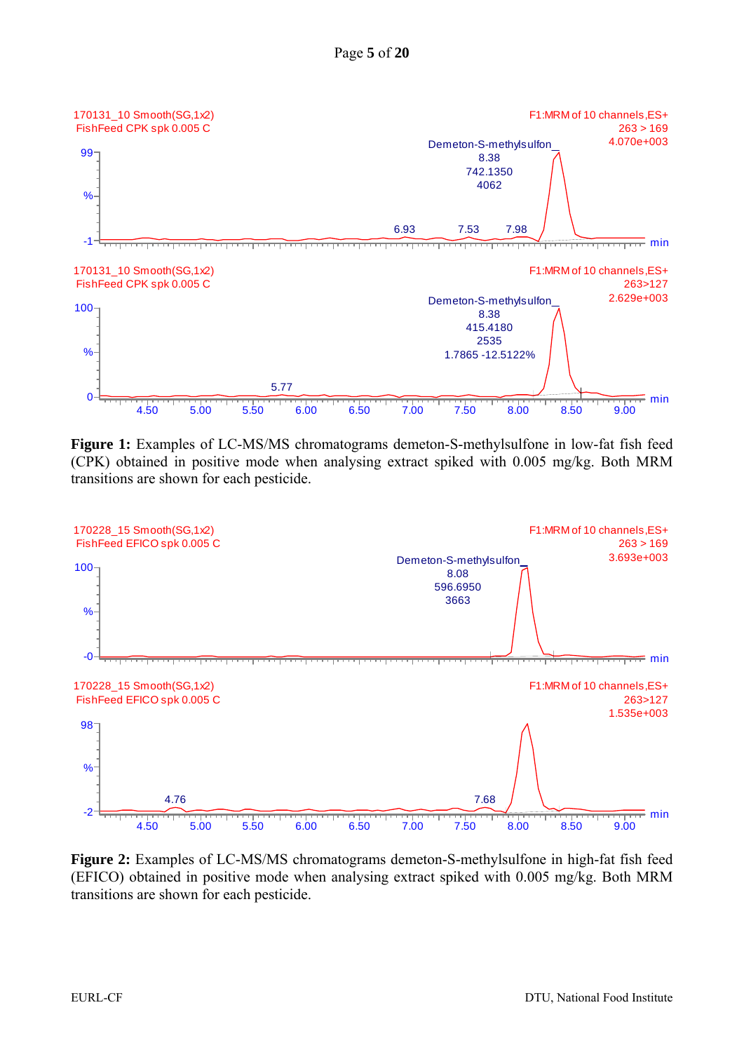**Figure 1:** Examples of LC-MS/MS chromatograms demeton-S-methylsulfone in low-fat fish feed (CPK) obtained in positive mode when analysing extract spiked with 0.005 mg/kg. Both MRM transitions are shown for each pesticide.

**Figure 2:** Examples of LC-MS/MS chromatograms demeton-S-methylsulfone in high-fat fish feed (EFICO) obtained in positive mode when analysing extract spiked with 0.005 mg/kg. Both MRM transitions are shown for each pesticide.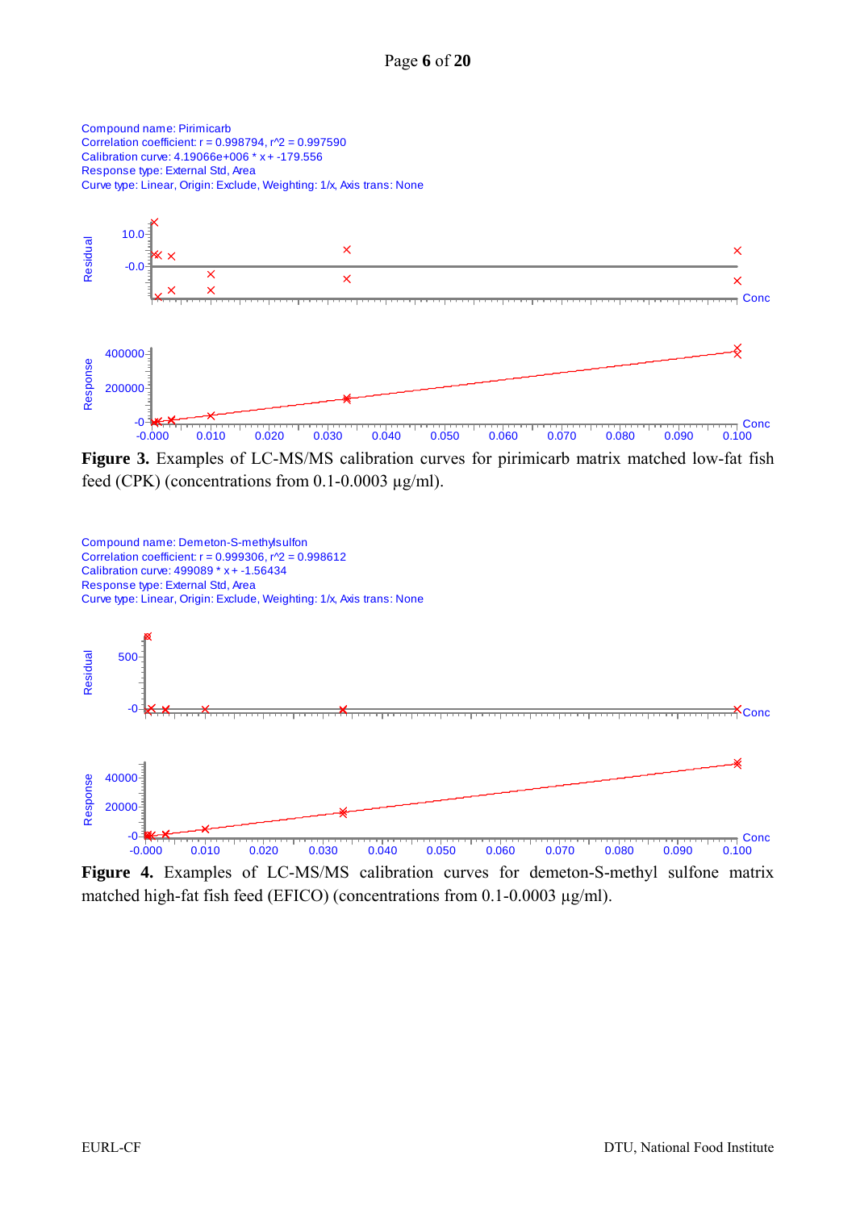Compound name: Pirimicarb
Correlation coefficient: r = 0.998794, r^2 = 0.997590
Calibration curve: 4.19066e+006 * x + -179.556
Response type: External Std, Area
Curve type: Linear, Origin: Exclude, Weighting: 1/x, Axis trans: None

**Figure 3.** Examples of LC-MS/MS calibration curves for pirimicarb matrix matched low-fat fish feed (CPK) (concentrations from 0.1-0.0003 µg/ml).

Compound name: Demeton-S-methylsulfon
Correlation coefficient: r = 0.999306, r^2 = 0.998612
Calibration curve: 499089 * x + -1.56434
Response type: External Std, Area
Curve type: Linear, Origin: Exclude, Weighting: 1/x, Axis trans: None

**Figure 4.** Examples of LC-MS/MS calibration curves for demeton-S-methyl sulfone matrix matched high-fat fish feed (EFICO) (concentrations from 0.1-0.0003 µg/ml).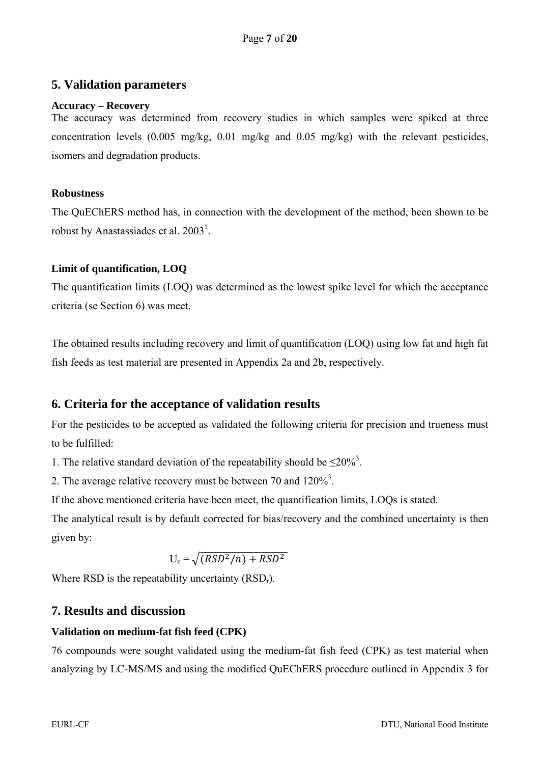## 5. Validation parameters

**Accuracy – Recovery**

The accuracy was determined from recovery studies in which samples were spiked at three concentration levels (0.005 mg/kg, 0.01 mg/kg and 0.05 mg/kg) with the relevant pesticides, isomers and degradation products.

**Robustness**

The QuEChERS method has, in connection with the development of the method, been shown to be robust by Anastassiades et al. 2003[1].

**Limit of quantification, LOQ**

The quantification limits (LOQ) was determined as the lowest spike level for which the acceptance criteria (se Section 6) was meet.

The obtained results including recovery and limit of quantification (LOQ) using low fat and high fat fish feeds as test material are presented in Appendix 2a and 2b, respectively.

## 6. Criteria for the acceptance of validation results

For the pesticides to be accepted as validated the following criteria for precision and trueness must to be fulfilled:

1. The relative standard deviation of the repeatability should be ≤20%[3].
2. The average relative recovery must be between 70 and 120%[3].

If the above mentioned criteria have been meet, the quantification limits, LOQs is stated.

The analytical result is by default corrected for bias/recovery and the combined uncertainty is then given by:

$$U_c = \sqrt{(RSD^2/n) + RSD^2}$$

Where RSD is the repeatability uncertainty ($RSD_r$).

## 7. Results and discussion

**Validation on medium-fat fish feed (CPK)**

76 compounds were sought validated using the medium-fat fish feed (CPK) as test material when analyzing by LC-MS/MS and using the modified QuEChERS procedure outlined in Appendix 3 for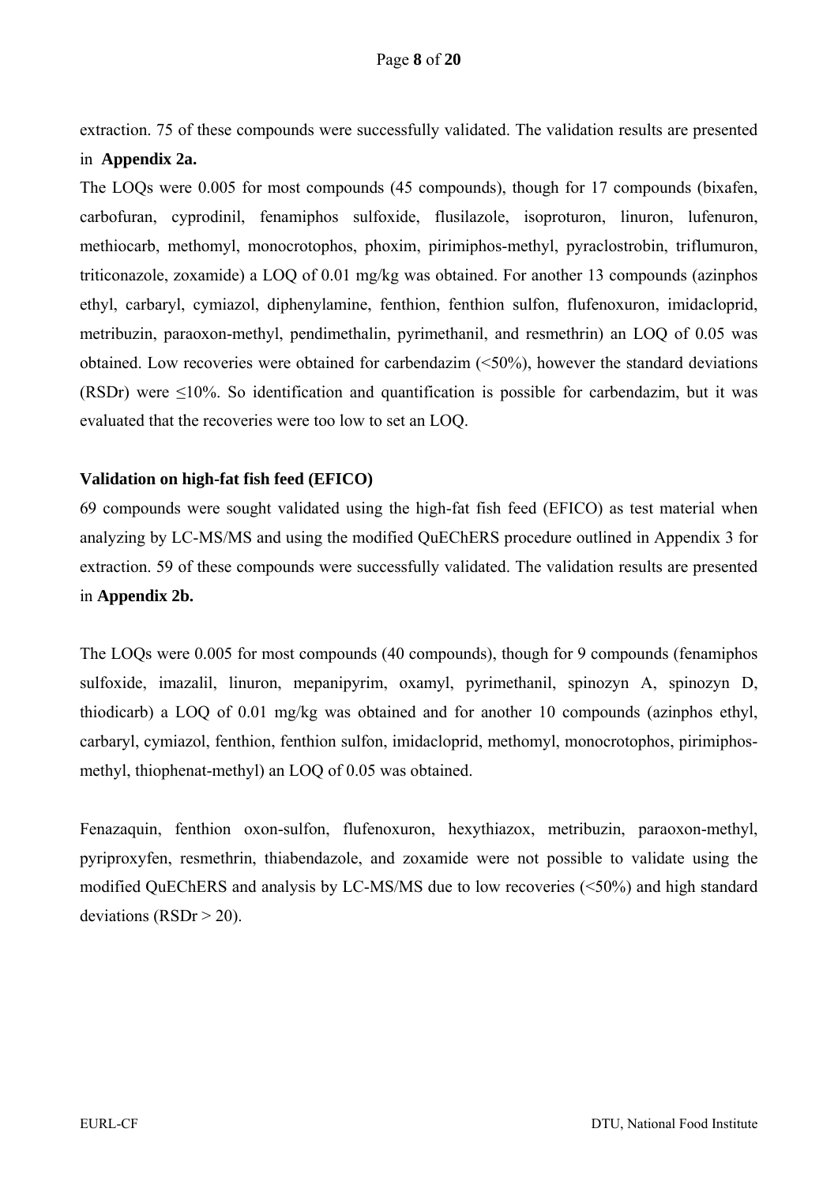extraction. 75 of these compounds were successfully validated. The validation results are presented in **Appendix 2a.**

The LOQs were 0.005 for most compounds (45 compounds), though for 17 compounds (bixafen, carbofuran, cyprodinil, fenamiphos sulfoxide, flusilazole, isoproturon, linuron, lufenuron, methiocarb, methomyl, monocrotophos, phoxim, pirimiphos-methyl, pyraclostrobin, triflumuron, triticonazole, zoxamide) a LOQ of 0.01 mg/kg was obtained. For another 13 compounds (azinphos ethyl, carbaryl, cymiazol, diphenylamine, fenthion, fenthion sulfon, flufenoxuron, imidacloprid, metribuzin, paraoxon-methyl, pendimethalin, pyrimethanil, and resmethrin) an LOQ of 0.05 was obtained. Low recoveries were obtained for carbendazim (<50%), however the standard deviations (RSDr) were ≤10%. So identification and quantification is possible for carbendazim, but it was evaluated that the recoveries were too low to set an LOQ.

**Validation on high-fat fish feed (EFICO)**

69 compounds were sought validated using the high-fat fish feed (EFICO) as test material when analyzing by LC-MS/MS and using the modified QuEChERS procedure outlined in Appendix 3 for extraction. 59 of these compounds were successfully validated. The validation results are presented in **Appendix 2b.**

The LOQs were 0.005 for most compounds (40 compounds), though for 9 compounds (fenamiphos sulfoxide, imazalil, linuron, mepanipyrim, oxamyl, pyrimethanil, spinozyn A, spinozyn D, thiodicarb) a LOQ of 0.01 mg/kg was obtained and for another 10 compounds (azinphos ethyl, carbaryl, cymiazol, fenthion, fenthion sulfon, imidacloprid, methomyl, monocrotophos, pirimiphos-methyl, thiophenat-methyl) an LOQ of 0.05 was obtained.

Fenazaquin, fenthion oxon-sulfon, flufenoxuron, hexythiazox, metribuzin, paraoxon-methyl, pyriproxyfen, resmethrin, thiabendazole, and zoxamide were not possible to validate using the modified QuEChERS and analysis by LC-MS/MS due to low recoveries (<50%) and high standard deviations (RSDr > 20).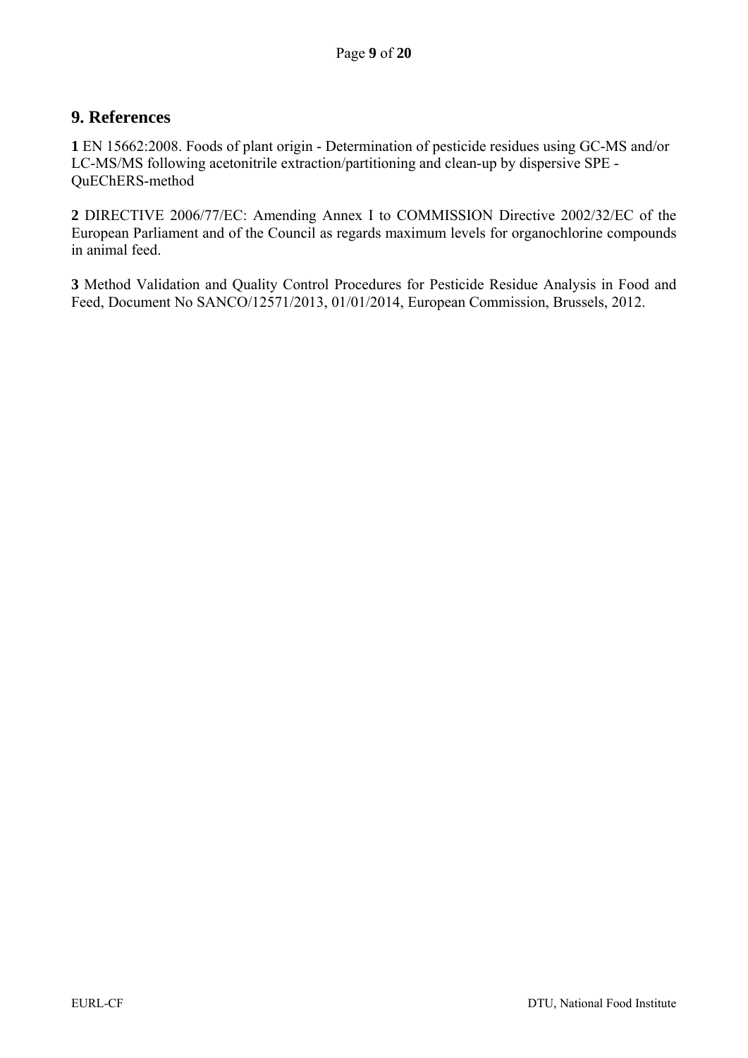## 9. References

**1** EN 15662:2008. Foods of plant origin - Determination of pesticide residues using GC-MS and/or LC-MS/MS following acetonitrile extraction/partitioning and clean-up by dispersive SPE - QuEChERS-method

**2** DIRECTIVE 2006/77/EC: Amending Annex I to COMMISSION Directive 2002/32/EC of the European Parliament and of the Council as regards maximum levels for organochlorine compounds in animal feed.

**3** Method Validation and Quality Control Procedures for Pesticide Residue Analysis in Food and Feed, Document No SANCO/12571/2013, 01/01/2014, European Commission, Brussels, 2012.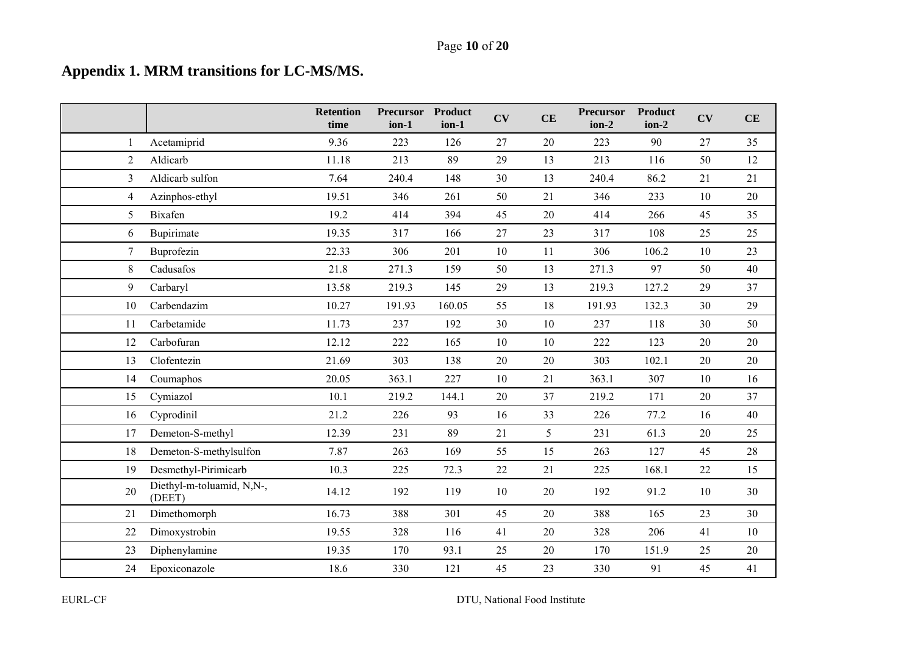## Appendix 1. MRM transitions for LC-MS/MS.

| | | Retention time | Precursor ion-1 | Product ion-1 | CV | CE | Precursor ion-2 | Product ion-2 | CV | CE |
|---|---|---|---|---|---|---|---|---|---|---|
| 1 | Acetamiprid | 9.36 | 223 | 126 | 27 | 20 | 223 | 90 | 27 | 35 |
| 2 | Aldicarb | 11.18 | 213 | 89 | 29 | 13 | 213 | 116 | 50 | 12 |
| 3 | Aldicarb sulfon | 7.64 | 240.4 | 148 | 30 | 13 | 240.4 | 86.2 | 21 | 21 |
| 4 | Azinphos-ethyl | 19.51 | 346 | 261 | 50 | 21 | 346 | 233 | 10 | 20 |
| 5 | Bixafen | 19.2 | 414 | 394 | 45 | 20 | 414 | 266 | 45 | 35 |
| 6 | Bupirimate | 19.35 | 317 | 166 | 27 | 23 | 317 | 108 | 25 | 25 |
| 7 | Buprofezin | 22.33 | 306 | 201 | 10 | 11 | 306 | 106.2 | 10 | 23 |
| 8 | Cadusafos | 21.8 | 271.3 | 159 | 50 | 13 | 271.3 | 97 | 50 | 40 |
| 9 | Carbaryl | 13.58 | 219.3 | 145 | 29 | 13 | 219.3 | 127.2 | 29 | 37 |
| 10 | Carbendazim | 10.27 | 191.93 | 160.05 | 55 | 18 | 191.93 | 132.3 | 30 | 29 |
| 11 | Carbetamide | 11.73 | 237 | 192 | 30 | 10 | 237 | 118 | 30 | 50 |
| 12 | Carbofuran | 12.12 | 222 | 165 | 10 | 10 | 222 | 123 | 20 | 20 |
| 13 | Clofentezin | 21.69 | 303 | 138 | 20 | 20 | 303 | 102.1 | 20 | 20 |
| 14 | Coumaphos | 20.05 | 363.1 | 227 | 10 | 21 | 363.1 | 307 | 10 | 16 |
| 15 | Cymiazol | 10.1 | 219.2 | 144.1 | 20 | 37 | 219.2 | 171 | 20 | 37 |
| 16 | Cyprodinil | 21.2 | 226 | 93 | 16 | 33 | 226 | 77.2 | 16 | 40 |
| 17 | Demeton-S-methyl | 12.39 | 231 | 89 | 21 | 5 | 231 | 61.3 | 20 | 25 |
| 18 | Demeton-S-methylsulfon | 7.87 | 263 | 169 | 55 | 15 | 263 | 127 | 45 | 28 |
| 19 | Desmethyl-Pirimicarb | 10.3 | 225 | 72.3 | 22 | 21 | 225 | 168.1 | 22 | 15 |
| 20 | Diethyl-m-toluamid, N,N-, (DEET) | 14.12 | 192 | 119 | 10 | 20 | 192 | 91.2 | 10 | 30 |
| 21 | Dimethomorph | 16.73 | 388 | 301 | 45 | 20 | 388 | 165 | 23 | 30 |
| 22 | Dimoxystrobin | 19.55 | 328 | 116 | 41 | 20 | 328 | 206 | 41 | 10 |
| 23 | Diphenylamine | 19.35 | 170 | 93.1 | 25 | 20 | 170 | 151.9 | 25 | 20 |
| 24 | Epoxiconazole | 18.6 | 330 | 121 | 45 | 23 | 330 | 91 | 45 | 41 |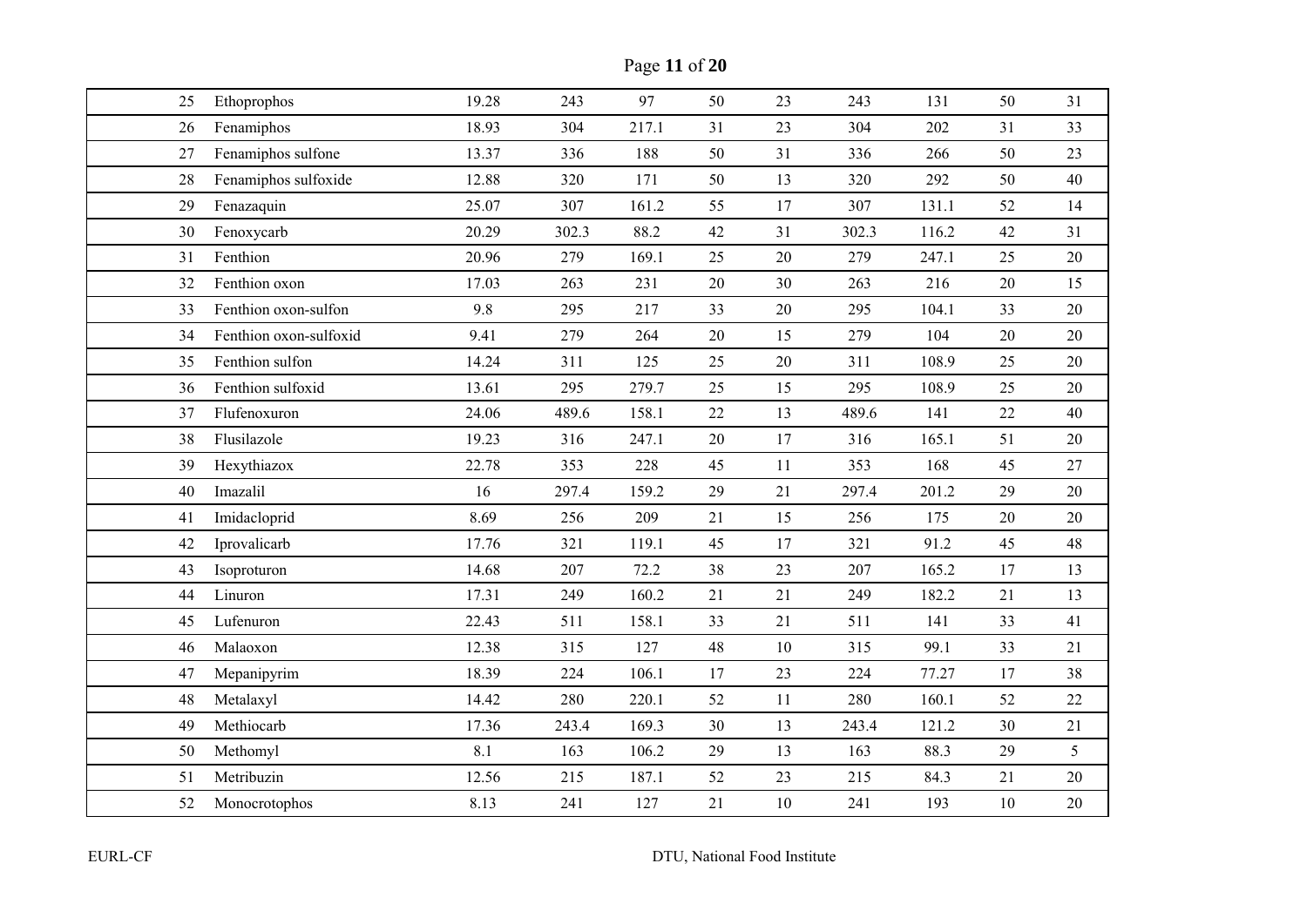| | | | | | | | | | | |
|---|---|---|---|---|---|---|---|---|---|---|
| 25 | Ethoprophos | 19.28 | 243 | 97 | 50 | 23 | 243 | 131 | 50 | 31 |
| 26 | Fenamiphos | 18.93 | 304 | 217.1 | 31 | 23 | 304 | 202 | 31 | 33 |
| 27 | Fenamiphos sulfone | 13.37 | 336 | 188 | 50 | 31 | 336 | 266 | 50 | 23 |
| 28 | Fenamiphos sulfoxide | 12.88 | 320 | 171 | 50 | 13 | 320 | 292 | 50 | 40 |
| 29 | Fenazaquin | 25.07 | 307 | 161.2 | 55 | 17 | 307 | 131.1 | 52 | 14 |
| 30 | Fenoxycarb | 20.29 | 302.3 | 88.2 | 42 | 31 | 302.3 | 116.2 | 42 | 31 |
| 31 | Fenthion | 20.96 | 279 | 169.1 | 25 | 20 | 279 | 247.1 | 25 | 20 |
| 32 | Fenthion oxon | 17.03 | 263 | 231 | 20 | 30 | 263 | 216 | 20 | 15 |
| 33 | Fenthion oxon-sulfon | 9.8 | 295 | 217 | 33 | 20 | 295 | 104.1 | 33 | 20 |
| 34 | Fenthion oxon-sulfoxid | 9.41 | 279 | 264 | 20 | 15 | 279 | 104 | 20 | 20 |
| 35 | Fenthion sulfon | 14.24 | 311 | 125 | 25 | 20 | 311 | 108.9 | 25 | 20 |
| 36 | Fenthion sulfoxid | 13.61 | 295 | 279.7 | 25 | 15 | 295 | 108.9 | 25 | 20 |
| 37 | Flufenoxuron | 24.06 | 489.6 | 158.1 | 22 | 13 | 489.6 | 141 | 22 | 40 |
| 38 | Flusilazole | 19.23 | 316 | 247.1 | 20 | 17 | 316 | 165.1 | 51 | 20 |
| 39 | Hexythiazox | 22.78 | 353 | 228 | 45 | 11 | 353 | 168 | 45 | 27 |
| 40 | Imazalil | 16 | 297.4 | 159.2 | 29 | 21 | 297.4 | 201.2 | 29 | 20 |
| 41 | Imidacloprid | 8.69 | 256 | 209 | 21 | 15 | 256 | 175 | 20 | 20 |
| 42 | Iprovalicarb | 17.76 | 321 | 119.1 | 45 | 17 | 321 | 91.2 | 45 | 48 |
| 43 | Isoproturon | 14.68 | 207 | 72.2 | 38 | 23 | 207 | 165.2 | 17 | 13 |
| 44 | Linuron | 17.31 | 249 | 160.2 | 21 | 21 | 249 | 182.2 | 21 | 13 |
| 45 | Lufenuron | 22.43 | 511 | 158.1 | 33 | 21 | 511 | 141 | 33 | 41 |
| 46 | Malaoxon | 12.38 | 315 | 127 | 48 | 10 | 315 | 99.1 | 33 | 21 |
| 47 | Mepanipyrim | 18.39 | 224 | 106.1 | 17 | 23 | 224 | 77.27 | 17 | 38 |
| 48 | Metalaxyl | 14.42 | 280 | 220.1 | 52 | 11 | 280 | 160.1 | 52 | 22 |
| 49 | Methiocarb | 17.36 | 243.4 | 169.3 | 30 | 13 | 243.4 | 121.2 | 30 | 21 |
| 50 | Methomyl | 8.1 | 163 | 106.2 | 29 | 13 | 163 | 88.3 | 29 | 5 |
| 51 | Metribuzin | 12.56 | 215 | 187.1 | 52 | 23 | 215 | 84.3 | 21 | 20 |
| 52 | Monocrotophos | 8.13 | 241 | 127 | 21 | 10 | 241 | 193 | 10 | 20 |

EURL-CF DTU, National Food Institute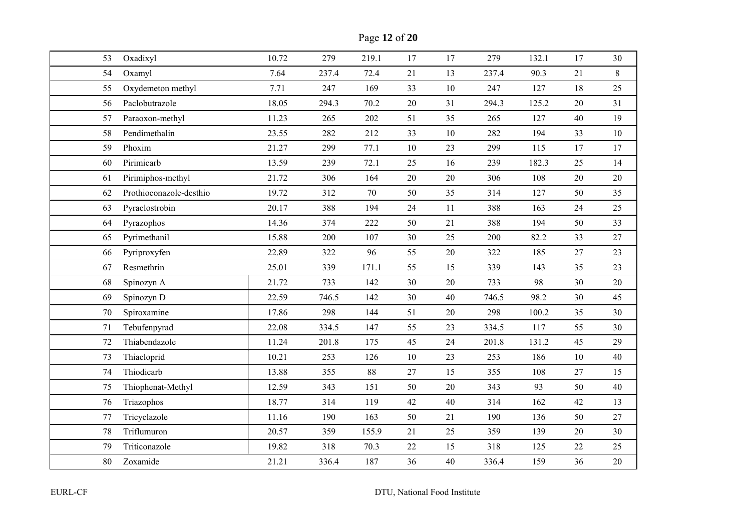| | | | | | | | | | | |
|---|---|---|---|---|---|---|---|---|---|---|
| 53 | Oxadixyl | 10.72 | 279 | 219.1 | 17 | 17 | 279 | 132.1 | 17 | 30 |
| 54 | Oxamyl | 7.64 | 237.4 | 72.4 | 21 | 13 | 237.4 | 90.3 | 21 | 8 |
| 55 | Oxydemeton methyl | 7.71 | 247 | 169 | 33 | 10 | 247 | 127 | 18 | 25 |
| 56 | Paclobutrazole | 18.05 | 294.3 | 70.2 | 20 | 31 | 294.3 | 125.2 | 20 | 31 |
| 57 | Paraoxon-methyl | 11.23 | 265 | 202 | 51 | 35 | 265 | 127 | 40 | 19 |
| 58 | Pendimethalin | 23.55 | 282 | 212 | 33 | 10 | 282 | 194 | 33 | 10 |
| 59 | Phoxim | 21.27 | 299 | 77.1 | 10 | 23 | 299 | 115 | 17 | 17 |
| 60 | Pirimicarb | 13.59 | 239 | 72.1 | 25 | 16 | 239 | 182.3 | 25 | 14 |
| 61 | Pirimiphos-methyl | 21.72 | 306 | 164 | 20 | 20 | 306 | 108 | 20 | 20 |
| 62 | Prothioconazole-desthio | 19.72 | 312 | 70 | 50 | 35 | 314 | 127 | 50 | 35 |
| 63 | Pyraclostrobin | 20.17 | 388 | 194 | 24 | 11 | 388 | 163 | 24 | 25 |
| 64 | Pyrazophos | 14.36 | 374 | 222 | 50 | 21 | 388 | 194 | 50 | 33 |
| 65 | Pyrimethanil | 15.88 | 200 | 107 | 30 | 25 | 200 | 82.2 | 33 | 27 |
| 66 | Pyriproxyfen | 22.89 | 322 | 96 | 55 | 20 | 322 | 185 | 27 | 23 |
| 67 | Resmethrin | 25.01 | 339 | 171.1 | 55 | 15 | 339 | 143 | 35 | 23 |
| 68 | Spinozyn A | 21.72 | 733 | 142 | 30 | 20 | 733 | 98 | 30 | 20 |
| 69 | Spinozyn D | 22.59 | 746.5 | 142 | 30 | 40 | 746.5 | 98.2 | 30 | 45 |
| 70 | Spiroxamine | 17.86 | 298 | 144 | 51 | 20 | 298 | 100.2 | 35 | 30 |
| 71 | Tebufenpyrad | 22.08 | 334.5 | 147 | 55 | 23 | 334.5 | 117 | 55 | 30 |
| 72 | Thiabendazole | 11.24 | 201.8 | 175 | 45 | 24 | 201.8 | 131.2 | 45 | 29 |
| 73 | Thiacloprid | 10.21 | 253 | 126 | 10 | 23 | 253 | 186 | 10 | 40 |
| 74 | Thiodicarb | 13.88 | 355 | 88 | 27 | 15 | 355 | 108 | 27 | 15 |
| 75 | Thiophenat-Methyl | 12.59 | 343 | 151 | 50 | 20 | 343 | 93 | 50 | 40 |
| 76 | Triazophos | 18.77 | 314 | 119 | 42 | 40 | 314 | 162 | 42 | 13 |
| 77 | Tricyclazole | 11.16 | 190 | 163 | 50 | 21 | 190 | 136 | 50 | 27 |
| 78 | Triflumuron | 20.57 | 359 | 155.9 | 21 | 25 | 359 | 139 | 20 | 30 |
| 79 | Triticonazole | 19.82 | 318 | 70.3 | 22 | 15 | 318 | 125 | 22 | 25 |
| 80 | Zoxamide | 21.21 | 336.4 | 187 | 36 | 40 | 336.4 | 159 | 36 | 20 |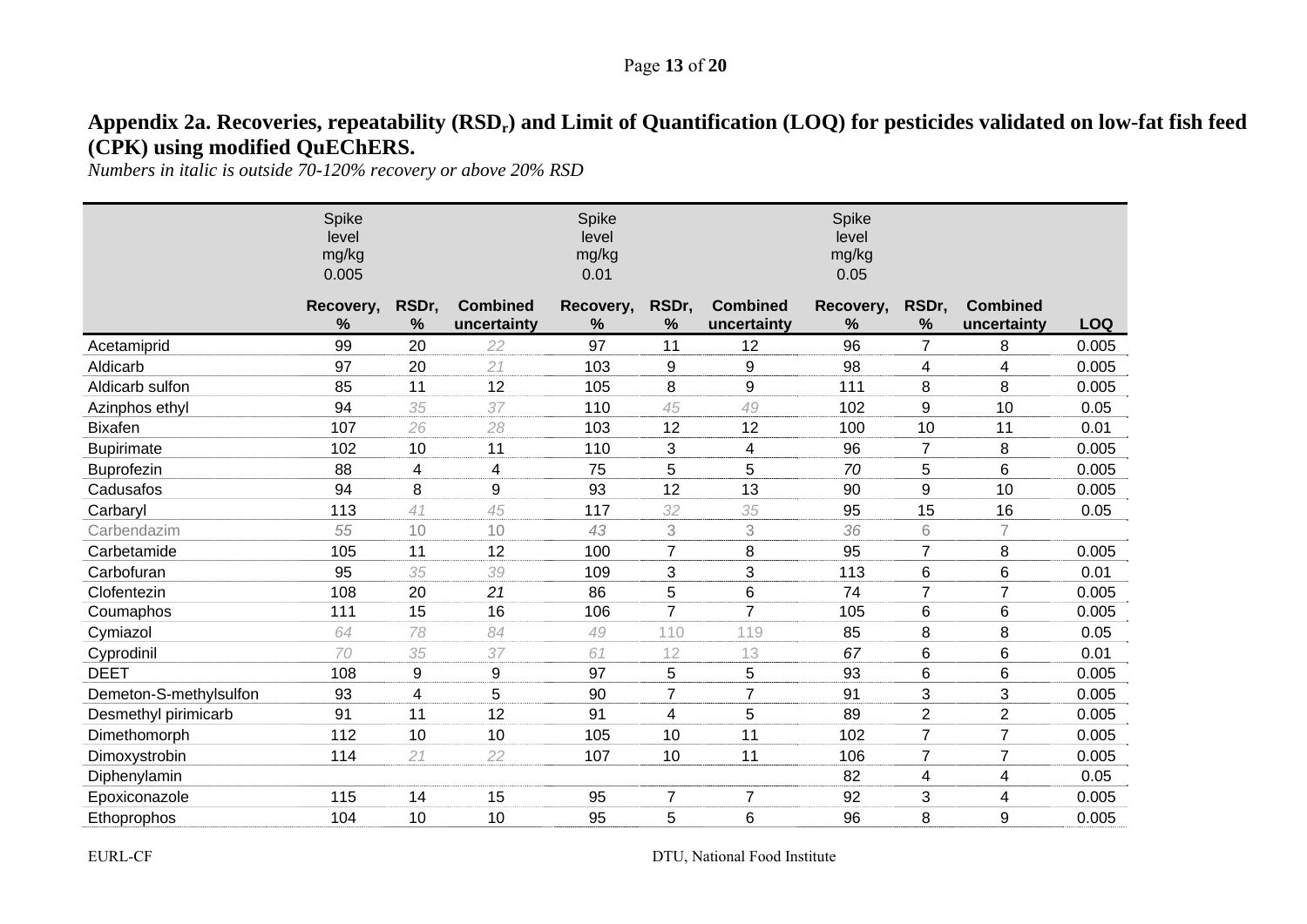**Appendix 2a. Recoveries, repeatability ($RSD_r$) and Limit of Quantification (LOQ) for pesticides validated on low-fat fish feed (CPK) using modified QuEChERS.**

*Numbers in italic is outside 70-120% recovery or above 20% RSD*

| | Spike level mg/kg 0.005 | | | Spike level mg/kg 0.01 | | | Spike level mg/kg 0.05 | | | |
|---|---|---|---|---|---|---|---|---|---|---|
| | Recovery, % | RSDr, % | Combined uncertainty | Recovery, % | RSDr, % | Combined uncertainty | Recovery, % | RSDr, % | Combined uncertainty | LOQ |
| Acetamiprid | 99 | 20 | *22* | 97 | 11 | 12 | 96 | 7 | 8 | 0.005 |
| Aldicarb | 97 | 20 | *21* | 103 | 9 | 9 | 98 | 4 | 4 | 0.005 |
| Aldicarb sulfon | 85 | 11 | 12 | 105 | 8 | 9 | 111 | 8 | 8 | 0.005 |
| Azinphos ethyl | 94 | *35* | *37* | 110 | *45* | *49* | 102 | 9 | 10 | 0.05 |
| Bixafen | 107 | *26* | *28* | 103 | 12 | 12 | 100 | 10 | 11 | 0.01 |
| Bupirimate | 102 | 10 | 11 | 110 | 3 | 4 | 96 | 7 | 8 | 0.005 |
| Buprofezin | 88 | 4 | 4 | 75 | 5 | 5 | *70* | 5 | 6 | 0.005 |
| Cadusafos | 94 | 8 | 9 | 93 | 12 | 13 | 90 | 9 | 10 | 0.005 |
| Carbaryl | 113 | *41* | *45* | 117 | *32* | *35* | 95 | 15 | 16 | 0.05 |
| Carbendazim | *55* | 10 | 10 | *43* | 3 | 3 | *36* | 6 | 7 | |
| Carbetamide | 105 | 11 | 12 | 100 | 7 | 8 | 95 | 7 | 8 | 0.005 |
| Carbofuran | 95 | *35* | *39* | 109 | 3 | 3 | 113 | 6 | 6 | 0.01 |
| Clofentezin | 108 | 20 | *21* | 86 | 5 | 6 | 74 | 7 | 7 | 0.005 |
| Coumaphos | 111 | 15 | 16 | 106 | 7 | 7 | 105 | 6 | 6 | 0.005 |
| Cymiazol | *64* | *78* | *84* | *49* | *110* | *119* | 85 | 8 | 8 | 0.05 |
| Cyprodinil | *70* | *35* | *37* | *61* | *12* | *13* | *67* | 6 | 6 | 0.01 |
| DEET | 108 | 9 | 9 | 97 | 5 | 5 | 93 | 6 | 6 | 0.005 |
| Demeton-S-methylsulfon | 93 | 4 | 5 | 90 | 7 | 7 | 91 | 3 | 3 | 0.005 |
| Desmethyl pirimicarb | 91 | 11 | 12 | 91 | 4 | 5 | 89 | 2 | 2 | 0.005 |
| Dimethomorph | 112 | 10 | 10 | 105 | 10 | 11 | 102 | 7 | 7 | 0.005 |
| Dimoxystrobin | 114 | *21* | *22* | 107 | 10 | 11 | 106 | 7 | 7 | 0.005 |
| Diphenylamin | | | | | | | 82 | 4 | 4 | 0.05 |
| Epoxiconazole | 115 | 14 | 15 | 95 | 7 | 7 | 92 | 3 | 4 | 0.005 |
| Ethoprophos | 104 | 10 | 10 | 95 | 5 | 6 | 96 | 8 | 9 | 0.005 |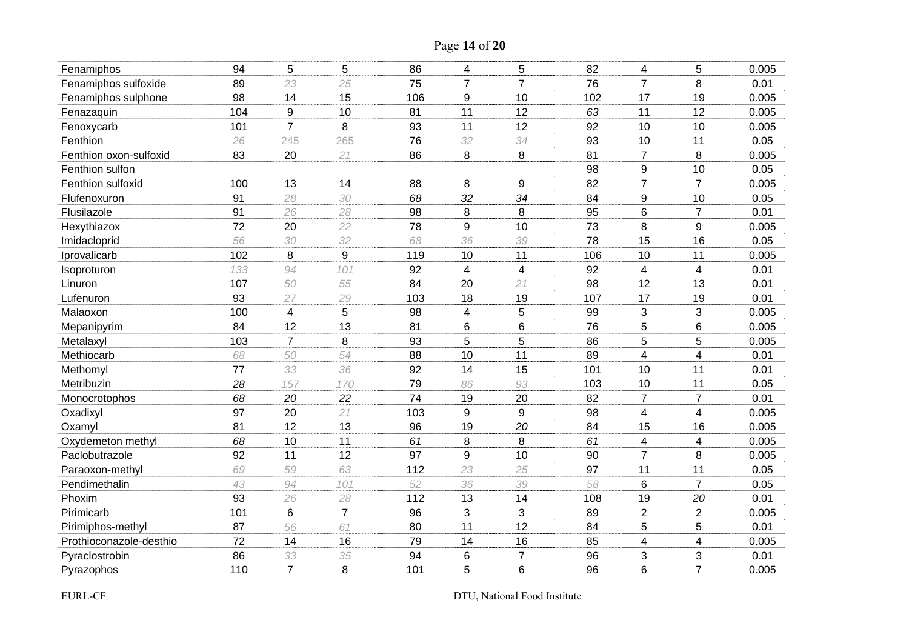| | | | | | | | | | | |
|---|---|---|---|---|---|---|---|---|---|---|
| Fenamiphos | 94 | 5 | 5 | 86 | 4 | 5 | 82 | 4 | 5 | 0.005 |
| Fenamiphos sulfoxide | 89 | *23* | *25* | 75 | 7 | 7 | 76 | 7 | 8 | 0.01 |
| Fenamiphos sulphone | 98 | 14 | 15 | 106 | 9 | 10 | 102 | 17 | 19 | 0.005 |
| Fenazaquin | 104 | 9 | 10 | 81 | 11 | 12 | *63* | 11 | 12 | 0.005 |
| Fenoxycarb | 101 | 7 | 8 | 93 | 11 | 12 | 92 | 10 | 10 | 0.005 |
| Fenthion | *26* | *245* | *265* | 76 | *32* | *34* | 93 | 10 | 11 | 0.05 |
| Fenthion oxon-sulfoxid | 83 | 20 | *21* | 86 | 8 | 8 | 81 | 7 | 8 | 0.005 |
| Fenthion sulfon | | | | | | | 98 | 9 | 10 | 0.05 |
| Fenthion sulfoxid | 100 | 13 | 14 | 88 | 8 | 9 | 82 | 7 | 7 | 0.005 |
| Flufenoxuron | 91 | *28* | *30* | *68* | *32* | *34* | 84 | 9 | 10 | 0.05 |
| Flusilazole | 91 | *26* | *28* | 98 | 8 | 8 | 95 | 6 | 7 | 0.01 |
| Hexythiazox | 72 | 20 | *22* | 78 | 9 | 10 | 73 | 8 | 9 | 0.005 |
| Imidacloprid | *56* | *30* | *32* | *68* | *36* | *39* | 78 | 15 | 16 | 0.05 |
| Iprovalicarb | 102 | 8 | 9 | 119 | 10 | 11 | 106 | 10 | 11 | 0.005 |
| Isoproturon | *133* | *94* | *101* | 92 | 4 | 4 | 92 | 4 | 4 | 0.01 |
| Linuron | 107 | *50* | *55* | 84 | 20 | *21* | 98 | 12 | 13 | 0.01 |
| Lufenuron | 93 | *27* | *29* | 103 | 18 | 19 | 107 | 17 | 19 | 0.01 |
| Malaoxon | 100 | 4 | 5 | 98 | 4 | 5 | 99 | 3 | 3 | 0.005 |
| Mepanipyrim | 84 | 12 | 13 | 81 | 6 | 6 | 76 | 5 | 6 | 0.005 |
| Metalaxyl | 103 | 7 | 8 | 93 | 5 | 5 | 86 | 5 | 5 | 0.005 |
| Methiocarb | *68* | *50* | *54* | 88 | 10 | 11 | 89 | 4 | 4 | 0.01 |
| Methomyl | 77 | *33* | *36* | 92 | 14 | 15 | 101 | 10 | 11 | 0.01 |
| Metribuzin | *28* | *157* | *170* | 79 | *86* | *93* | 103 | 10 | 11 | 0.05 |
| Monocrotophos | *68* | *20* | *22* | 74 | 19 | 20 | 82 | 7 | 7 | 0.01 |
| Oxadixyl | 97 | 20 | *21* | 103 | 9 | 9 | 98 | 4 | 4 | 0.005 |
| Oxamyl | 81 | 12 | 13 | 96 | 19 | *20* | 84 | 15 | 16 | 0.005 |
| Oxydemeton methyl | *68* | 10 | 11 | *61* | 8 | 8 | *61* | 4 | 4 | 0.005 |
| Paclobutrazole | 92 | 11 | 12 | 97 | 9 | 10 | 90 | 7 | 8 | 0.005 |
| Paraoxon-methyl | *69* | *59* | *63* | 112 | *23* | *25* | 97 | 11 | 11 | 0.05 |
| Pendimethalin | *43* | *94* | *101* | *52* | *36* | *39* | *58* | 6 | 7 | 0.05 |
| Phoxim | 93 | *26* | *28* | 112 | 13 | 14 | 108 | 19 | *20* | 0.01 |
| Pirimicarb | 101 | 6 | 7 | 96 | 3 | 3 | 89 | 2 | 2 | 0.005 |
| Pirimiphos-methyl | 87 | *56* | *61* | 80 | 11 | 12 | 84 | 5 | 5 | 0.01 |
| Prothioconazole-desthio | 72 | 14 | 16 | 79 | 14 | 16 | 85 | 4 | 4 | 0.005 |
| Pyraclostrobin | 86 | *33* | *35* | 94 | 6 | 7 | 96 | 3 | 3 | 0.01 |
| Pyrazophos | 110 | 7 | 8 | 101 | 5 | 6 | 96 | 6 | 7 | 0.005 |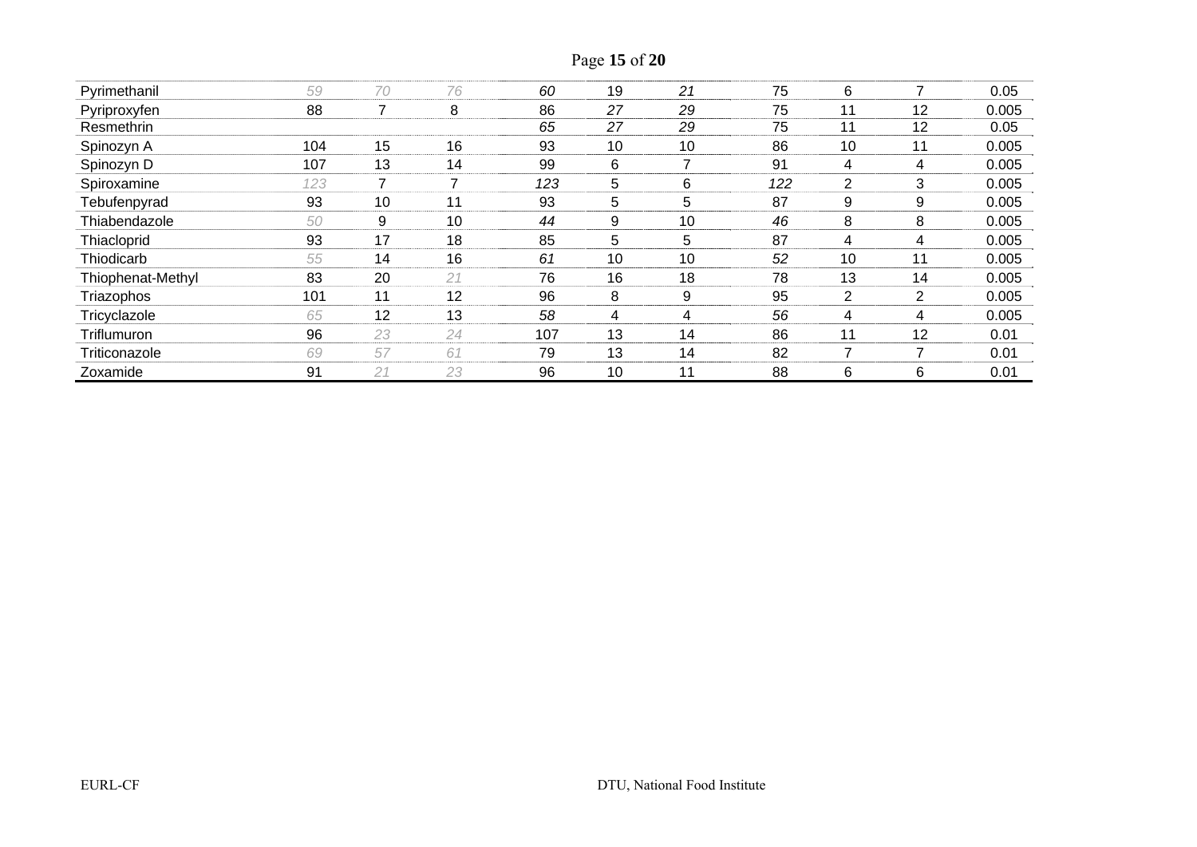| | | | | | | | | | | |
|---|---|---|---|---|---|---|---|---|---|---|
| Pyrimethanil | *59* | *70* | *76* | *60* | 19 | *21* | 75 | 6 | 7 | 0.05 |
| Pyriproxyfen | 88 | 7 | 8 | 86 | *27* | *29* | 75 | 11 | 12 | 0.005 |
| Resmethrin | | | | *65* | *27* | *29* | 75 | 11 | 12 | 0.05 |
| Spinozyn A | 104 | 15 | 16 | 93 | 10 | 10 | 86 | 10 | 11 | 0.005 |
| Spinozyn D | 107 | 13 | 14 | 99 | 6 | 7 | 91 | 4 | 4 | 0.005 |
| Spiroxamine | *123* | 7 | 7 | *123* | 5 | 6 | *122* | 2 | 3 | 0.005 |
| Tebufenpyrad | 93 | 10 | 11 | 93 | 5 | 5 | 87 | 9 | 9 | 0.005 |
| Thiabendazole | *50* | 9 | 10 | *44* | 9 | 10 | *46* | 8 | 8 | 0.005 |
| Thiacloprid | 93 | 17 | 18 | 85 | 5 | 5 | 87 | 4 | 4 | 0.005 |
| Thiodicarb | *55* | 14 | 16 | *61* | 10 | 10 | *52* | 10 | 11 | 0.005 |
| Thiophenat-Methyl | 83 | 20 | *21* | 76 | 16 | 18 | 78 | 13 | 14 | 0.005 |
| Triazophos | 101 | 11 | 12 | 96 | 8 | 9 | 95 | 2 | 2 | 0.005 |
| Tricyclazole | *65* | 12 | 13 | *58* | 4 | 4 | *56* | 4 | 4 | 0.005 |
| Triflumuron | 96 | *23* | *24* | 107 | 13 | 14 | 86 | 11 | 12 | 0.01 |
| Triticonazole | *69* | *57* | *61* | 79 | 13 | 14 | 82 | 7 | 7 | 0.01 |
| Zoxamide | 91 | *21* | *23* | 96 | 10 | 11 | 88 | 6 | 6 | 0.01 |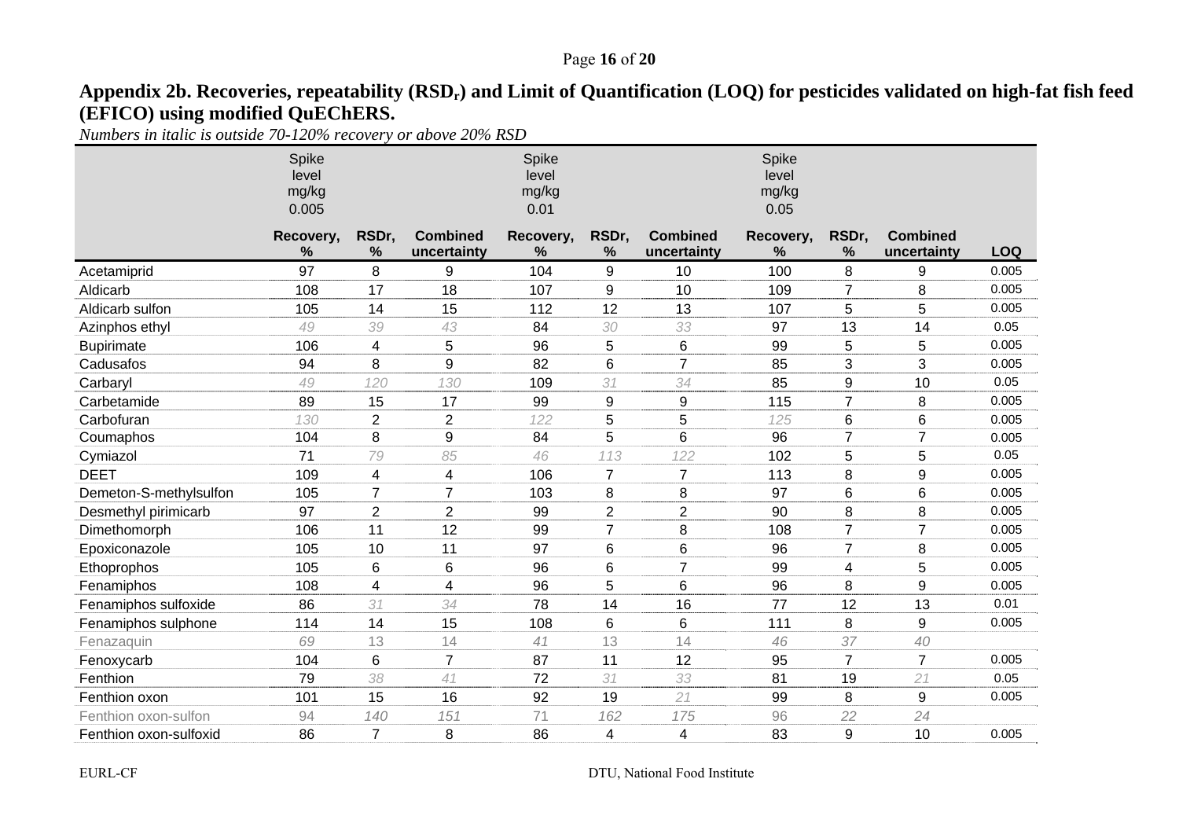**Appendix 2b. Recoveries, repeatability (RSD$_r$) and Limit of Quantification (LOQ) for pesticides validated on high-fat fish feed (EFICO) using modified QuEChERS.**

*Numbers in italic is outside 70-120% recovery or above 20% RSD*

| | Spike level mg/kg 0.005 | | | Spike level mg/kg 0.01 | | | Spike level mg/kg 0.05 | | | |
|---|---|---|---|---|---|---|---|---|---|---|
| | Recovery, % | RSDr, % | Combined uncertainty | Recovery, % | RSDr, % | Combined uncertainty | Recovery, % | RSDr, % | Combined uncertainty | LOQ |
| Acetamiprid | 97 | 8 | 9 | 104 | 9 | 10 | 100 | 8 | 9 | 0.005 |
| Aldicarb | 108 | 17 | 18 | 107 | 9 | 10 | 109 | 7 | 8 | 0.005 |
| Aldicarb sulfon | 105 | 14 | 15 | 112 | 12 | 13 | 107 | 5 | 5 | 0.005 |
| Azinphos ethyl | *49* | *39* | *43* | 84 | *30* | *33* | 97 | 13 | 14 | 0.05 |
| Bupirimate | 106 | 4 | 5 | 96 | 5 | 6 | 99 | 5 | 5 | 0.005 |
| Cadusafos | 94 | 8 | 9 | 82 | 6 | 7 | 85 | 3 | 3 | 0.005 |
| Carbaryl | *49* | *120* | *130* | 109 | *31* | *34* | 85 | 9 | 10 | 0.05 |
| Carbetamide | 89 | 15 | 17 | 99 | 9 | 9 | 115 | 7 | 8 | 0.005 |
| Carbofuran | *130* | 2 | 2 | *122* | 5 | 5 | *125* | 6 | 6 | 0.005 |
| Coumaphos | 104 | 8 | 9 | 84 | 5 | 6 | 96 | 7 | 7 | 0.005 |
| Cymiazol | 71 | *79* | *85* | *46* | *113* | *122* | 102 | 5 | 5 | 0.05 |
| DEET | 109 | 4 | 4 | 106 | 7 | 7 | 113 | 8 | 9 | 0.005 |
| Demeton-S-methylsulfon | 105 | 7 | 7 | 103 | 8 | 8 | 97 | 6 | 6 | 0.005 |
| Desmethyl pirimicarb | 97 | 2 | 2 | 99 | 2 | 2 | 90 | 8 | 8 | 0.005 |
| Dimethomorph | 106 | 11 | 12 | 99 | 7 | 8 | 108 | 7 | 7 | 0.005 |
| Epoxiconazole | 105 | 10 | 11 | 97 | 6 | 6 | 96 | 7 | 8 | 0.005 |
| Ethoprophos | 105 | 6 | 6 | 96 | 6 | 7 | 99 | 4 | 5 | 0.005 |
| Fenamiphos | 108 | 4 | 4 | 96 | 5 | 6 | 96 | 8 | 9 | 0.005 |
| Fenamiphos sulfoxide | 86 | *31* | *34* | 78 | 14 | 16 | 77 | 12 | 13 | 0.01 |
| Fenamiphos sulphone | 114 | 14 | 15 | 108 | 6 | 6 | 111 | 8 | 9 | 0.005 |
| Fenazaquin | *69* | 13 | 14 | *41* | 13 | 14 | *46* | *37* | *40* | |
| Fenoxycarb | 104 | 6 | 7 | 87 | 11 | 12 | 95 | 7 | 7 | 0.005 |
| Fenthion | 79 | *38* | *41* | 72 | *31* | *33* | 81 | 19 | *21* | 0.05 |
| Fenthion oxon | 101 | 15 | 16 | 92 | 19 | *21* | 99 | 8 | 9 | 0.005 |
| Fenthion oxon-sulfon | 94 | *140* | *151* | 71 | *162* | *175* | 96 | *22* | *24* | |
| Fenthion oxon-sulfoxid | 86 | 7 | 8 | 86 | 4 | 4 | 83 | 9 | 10 | 0.005 |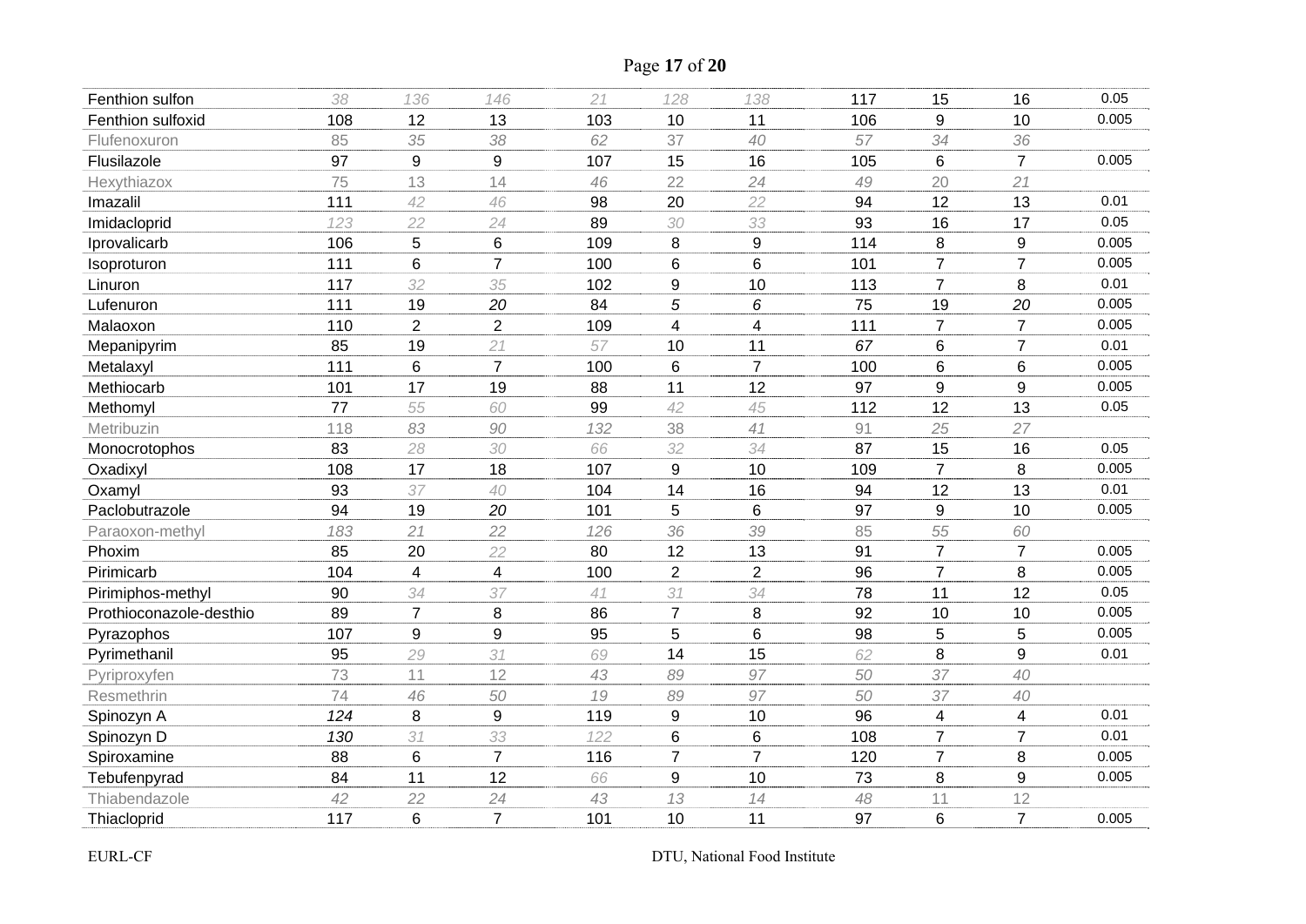| | | | | | | | | | | |
|---|---|---|---|---|---|---|---|---|---|---|
| Fenthion sulfon | 38 | 136 | 146 | 21 | 128 | 138 | 117 | 15 | 16 | 0.05 |
| Fenthion sulfoxid | 108 | 12 | 13 | 103 | 10 | 11 | 106 | 9 | 10 | 0.005 |
| Flufenoxuron | 85 | 35 | 38 | 62 | 37 | 40 | 57 | 34 | 36 | |
| Flusilazole | 97 | 9 | 9 | 107 | 15 | 16 | 105 | 6 | 7 | 0.005 |
| Hexythiazox | 75 | 13 | 14 | 46 | 22 | 24 | 49 | 20 | 21 | |
| Imazalil | 111 | 42 | 46 | 98 | 20 | 22 | 94 | 12 | 13 | 0.01 |
| Imidacloprid | 123 | 22 | 24 | 89 | 30 | 33 | 93 | 16 | 17 | 0.05 |
| Iprovalicarb | 106 | 5 | 6 | 109 | 8 | 9 | 114 | 8 | 9 | 0.005 |
| Isoproturon | 111 | 6 | 7 | 100 | 6 | 6 | 101 | 7 | 7 | 0.005 |
| Linuron | 117 | 32 | 35 | 102 | 9 | 10 | 113 | 7 | 8 | 0.01 |
| Lufenuron | 111 | 19 | 20 | 84 | 5 | 6 | 75 | 19 | 20 | 0.005 |
| Malaoxon | 110 | 2 | 2 | 109 | 4 | 4 | 111 | 7 | 7 | 0.005 |
| Mepanipyrim | 85 | 19 | 21 | 57 | 10 | 11 | 67 | 6 | 7 | 0.01 |
| Metalaxyl | 111 | 6 | 7 | 100 | 6 | 7 | 100 | 6 | 6 | 0.005 |
| Methiocarb | 101 | 17 | 19 | 88 | 11 | 12 | 97 | 9 | 9 | 0.005 |
| Methomyl | 77 | 55 | 60 | 99 | 42 | 45 | 112 | 12 | 13 | 0.05 |
| Metribuzin | 118 | 83 | 90 | 132 | 38 | 41 | 91 | 25 | 27 | |
| Monocrotophos | 83 | 28 | 30 | 66 | 32 | 34 | 87 | 15 | 16 | 0.05 |
| Oxadixyl | 108 | 17 | 18 | 107 | 9 | 10 | 109 | 7 | 8 | 0.005 |
| Oxamyl | 93 | 37 | 40 | 104 | 14 | 16 | 94 | 12 | 13 | 0.01 |
| Paclobutrazole | 94 | 19 | 20 | 101 | 5 | 6 | 97 | 9 | 10 | 0.005 |
| Paraoxon-methyl | 183 | 21 | 22 | 126 | 36 | 39 | 85 | 55 | 60 | |
| Phoxim | 85 | 20 | 22 | 80 | 12 | 13 | 91 | 7 | 7 | 0.005 |
| Pirimicarb | 104 | 4 | 4 | 100 | 2 | 2 | 96 | 7 | 8 | 0.005 |
| Pirimiphos-methyl | 90 | 34 | 37 | 41 | 31 | 34 | 78 | 11 | 12 | 0.05 |
| Prothioconazole-desthio | 89 | 7 | 8 | 86 | 7 | 8 | 92 | 10 | 10 | 0.005 |
| Pyrazophos | 107 | 9 | 9 | 95 | 5 | 6 | 98 | 5 | 5 | 0.005 |
| Pyrimethanil | 95 | 29 | 31 | 69 | 14 | 15 | 62 | 8 | 9 | 0.01 |
| Pyriproxyfen | 73 | 11 | 12 | 43 | 89 | 97 | 50 | 37 | 40 | |
| Resmethrin | 74 | 46 | 50 | 19 | 89 | 97 | 50 | 37 | 40 | |
| Spinozyn A | 124 | 8 | 9 | 119 | 9 | 10 | 96 | 4 | 4 | 0.01 |
| Spinozyn D | 130 | 31 | 33 | 122 | 6 | 6 | 108 | 7 | 7 | 0.01 |
| Spiroxamine | 88 | 6 | 7 | 116 | 7 | 7 | 120 | 7 | 8 | 0.005 |
| Tebufenpyrad | 84 | 11 | 12 | 66 | 9 | 10 | 73 | 8 | 9 | 0.005 |
| Thiabendazole | 42 | 22 | 24 | 43 | 13 | 14 | 48 | 11 | 12 | |
| Thiacloprid | 117 | 6 | 7 | 101 | 10 | 11 | 97 | 6 | 7 | 0.005 |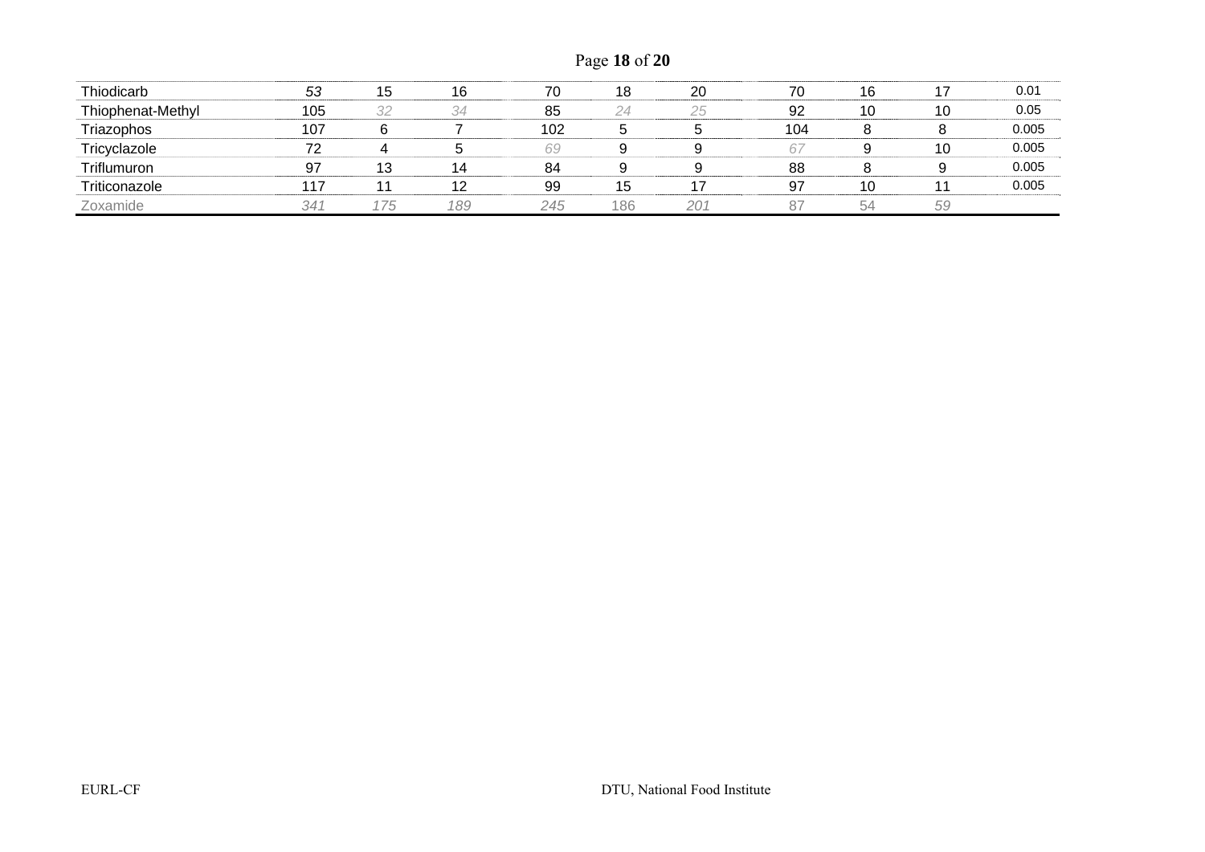| | | | | | | | | | | |
|---|---|---|---|---|---|---|---|---|---|---|
| Thiodicarb | *53* | 15 | 16 | 70 | 18 | 20 | 70 | 16 | 17 | 0.01 |
| Thiophenat-Methyl | 105 | *32* | *34* | 85 | *24* | *25* | 92 | 10 | 10 | 0.05 |
| Triazophos | 107 | 6 | 7 | 102 | 5 | 5 | 104 | 8 | 8 | 0.005 |
| Tricyclazole | 72 | 4 | 5 | *69* | 9 | 9 | *67* | 9 | 10 | 0.005 |
| Triflumuron | 97 | 13 | 14 | 84 | 9 | 9 | 88 | 8 | 9 | 0.005 |
| Triticonazole | 117 | 11 | 12 | 99 | 15 | 17 | 97 | 10 | 11 | 0.005 |
| Zoxamide | *341* | *175* | *189* | *245* | 186 | *201* | 87 | 54 | *59* | |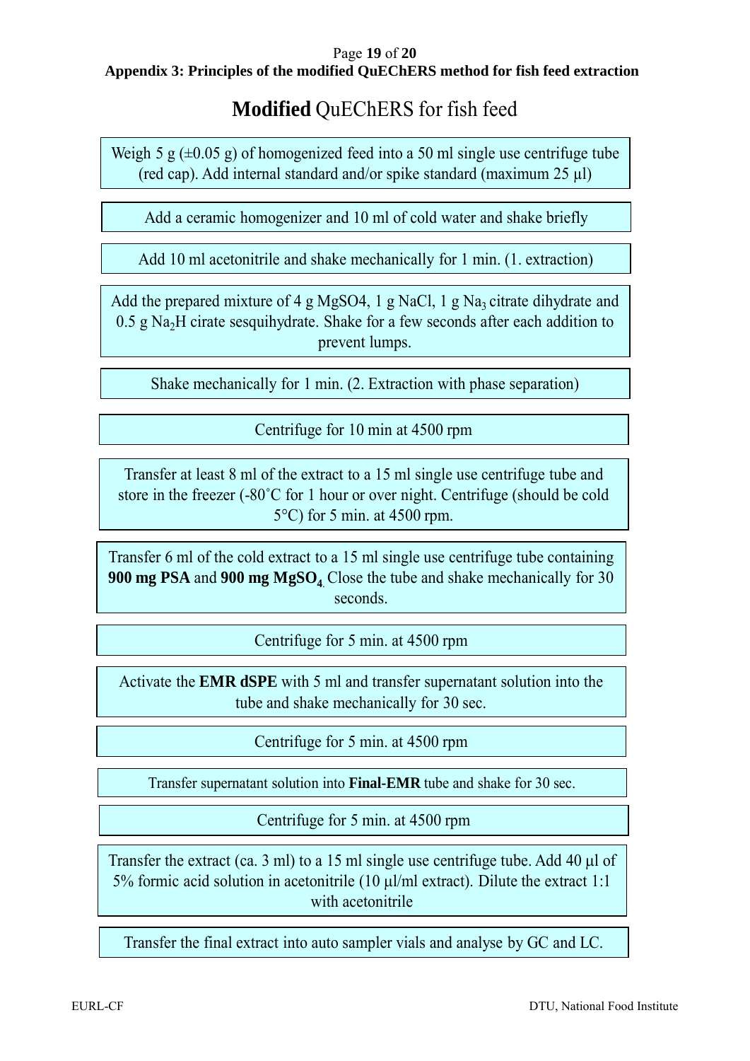**Appendix 3: Principles of the modified QuEChERS method for fish feed extraction**

# **Modified** QuEChERS for fish feed

Weigh 5 g (±0.05 g) of homogenized feed into a 50 ml single use centrifuge tube (red cap). Add internal standard and/or spike standard (maximum 25 µl)

Add a ceramic homogenizer and 10 ml of cold water and shake briefly

Add 10 ml acetonitrile and shake mechanically for 1 min. (1. extraction)

Add the prepared mixture of 4 g MgSO4, 1 g NaCl, 1 g $Na_3$ citrate dihydrate and 0.5 g $Na_2H$ cirate sesquihydrate. Shake for a few seconds after each addition to prevent lumps.

Shake mechanically for 1 min. (2. Extraction with phase separation)

Centrifuge for 10 min at 4500 rpm

Transfer at least 8 ml of the extract to a 15 ml single use centrifuge tube and store in the freezer (-80˚C for 1 hour or over night. Centrifuge (should be cold 5°C) for 5 min. at 4500 rpm.

Transfer 6 ml of the cold extract to a 15 ml single use centrifuge tube containing **900 mg PSA** and **900 mg $MgSO_4$**. Close the tube and shake mechanically for 30 seconds.

Centrifuge for 5 min. at 4500 rpm

Activate the **EMR dSPE** with 5 ml and transfer supernatant solution into the tube and shake mechanically for 30 sec.

Centrifuge for 5 min. at 4500 rpm

Transfer supernatant solution into **Final-EMR** tube and shake for 30 sec.

Centrifuge for 5 min. at 4500 rpm

Transfer the extract (ca. 3 ml) to a 15 ml single use centrifuge tube. Add 40 µl of 5% formic acid solution in acetonitrile (10 µl/ml extract). Dilute the extract 1:1 with acetonitrile

Transfer the final extract into auto sampler vials and analyse by GC and LC.